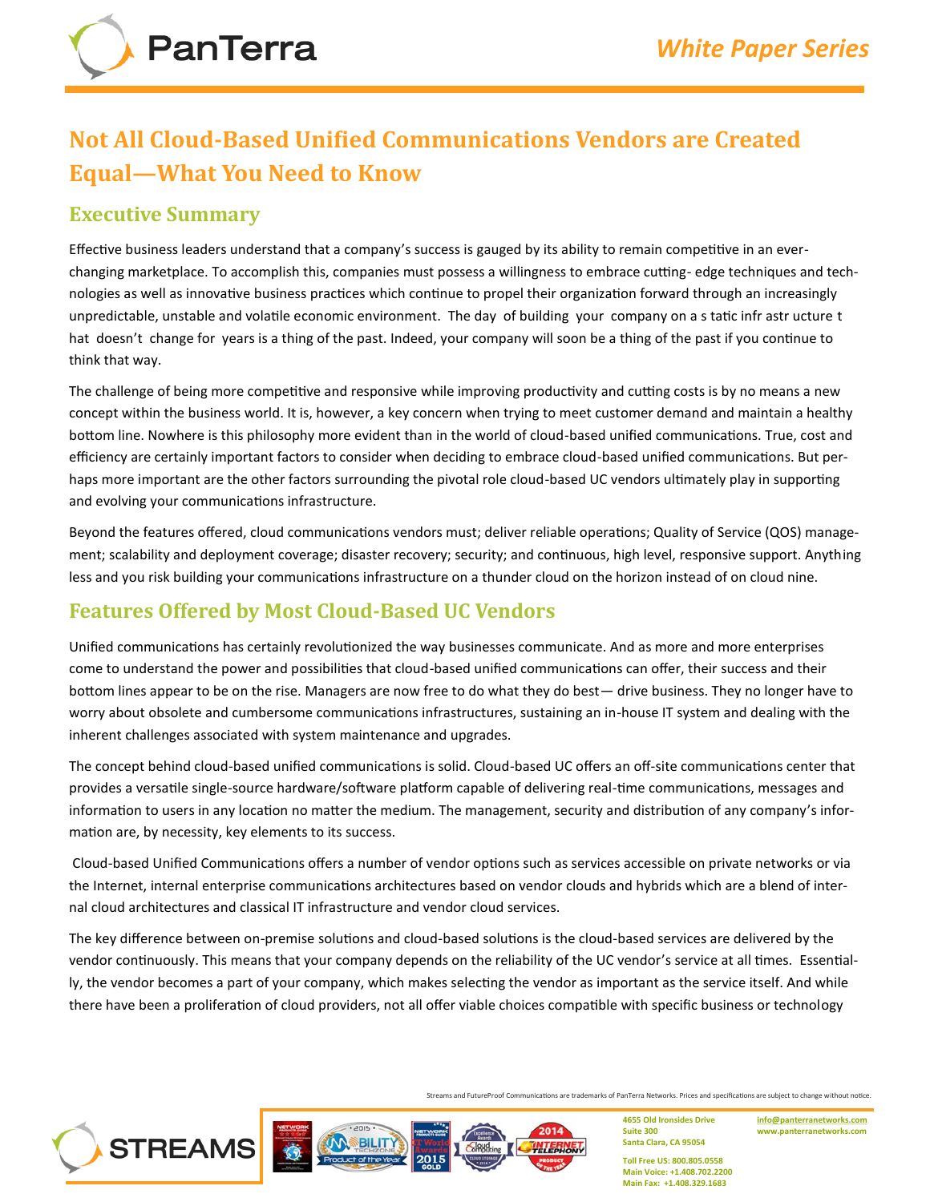# Not All Cloud-Based Unified Communications Vendors are Created Equal—What You Need to Know

## Executive Summary

Effective business leaders understand that a company's success is gauged by its ability to remain competitive in an ever-changing marketplace. To accomplish this, companies must possess a willingness to embrace cutting- edge techniques and technologies as well as innovative business practices which continue to propel their organization forward through an increasingly unpredictable, unstable and volatile economic environment. The day of building your company on a s tatic infr astr ucture t hat doesn't change for years is a thing of the past. Indeed, your company will soon be a thing of the past if you continue to think that way.

The challenge of being more competitive and responsive while improving productivity and cutting costs is by no means a new concept within the business world. It is, however, a key concern when trying to meet customer demand and maintain a healthy bottom line. Nowhere is this philosophy more evident than in the world of cloud-based unified communications. True, cost and efficiency are certainly important factors to consider when deciding to embrace cloud-based unified communications. But perhaps more important are the other factors surrounding the pivotal role cloud-based UC vendors ultimately play in supporting and evolving your communications infrastructure.

Beyond the features offered, cloud communications vendors must; deliver reliable operations; Quality of Service (QOS) management; scalability and deployment coverage; disaster recovery; security; and continuous, high level, responsive support. Anything less and you risk building your communications infrastructure on a thunder cloud on the horizon instead of on cloud nine.

## Features Offered by Most Cloud-Based UC Vendors

Unified communications has certainly revolutionized the way businesses communicate. And as more and more enterprises come to understand the power and possibilities that cloud-based unified communications can offer, their success and their bottom lines appear to be on the rise. Managers are now free to do what they do best— drive business. They no longer have to worry about obsolete and cumbersome communications infrastructures, sustaining an in-house IT system and dealing with the inherent challenges associated with system maintenance and upgrades.

The concept behind cloud-based unified communications is solid. Cloud-based UC offers an off-site communications center that provides a versatile single-source hardware/software platform capable of delivering real-time communications, messages and information to users in any location no matter the medium. The management, security and distribution of any company's information are, by necessity, key elements to its success.

Cloud-based Unified Communications offers a number of vendor options such as services accessible on private networks or via the Internet, internal enterprise communications architectures based on vendor clouds and hybrids which are a blend of internal cloud architectures and classical IT infrastructure and vendor cloud services.

The key difference between on-premise solutions and cloud-based solutions is the cloud-based services are delivered by the vendor continuously. This means that your company depends on the reliability of the UC vendor's service at all times. Essentially, the vendor becomes a part of your company, which makes selecting the vendor as important as the service itself. And while there have been a proliferation of cloud providers, not all offer viable choices compatible with specific business or technology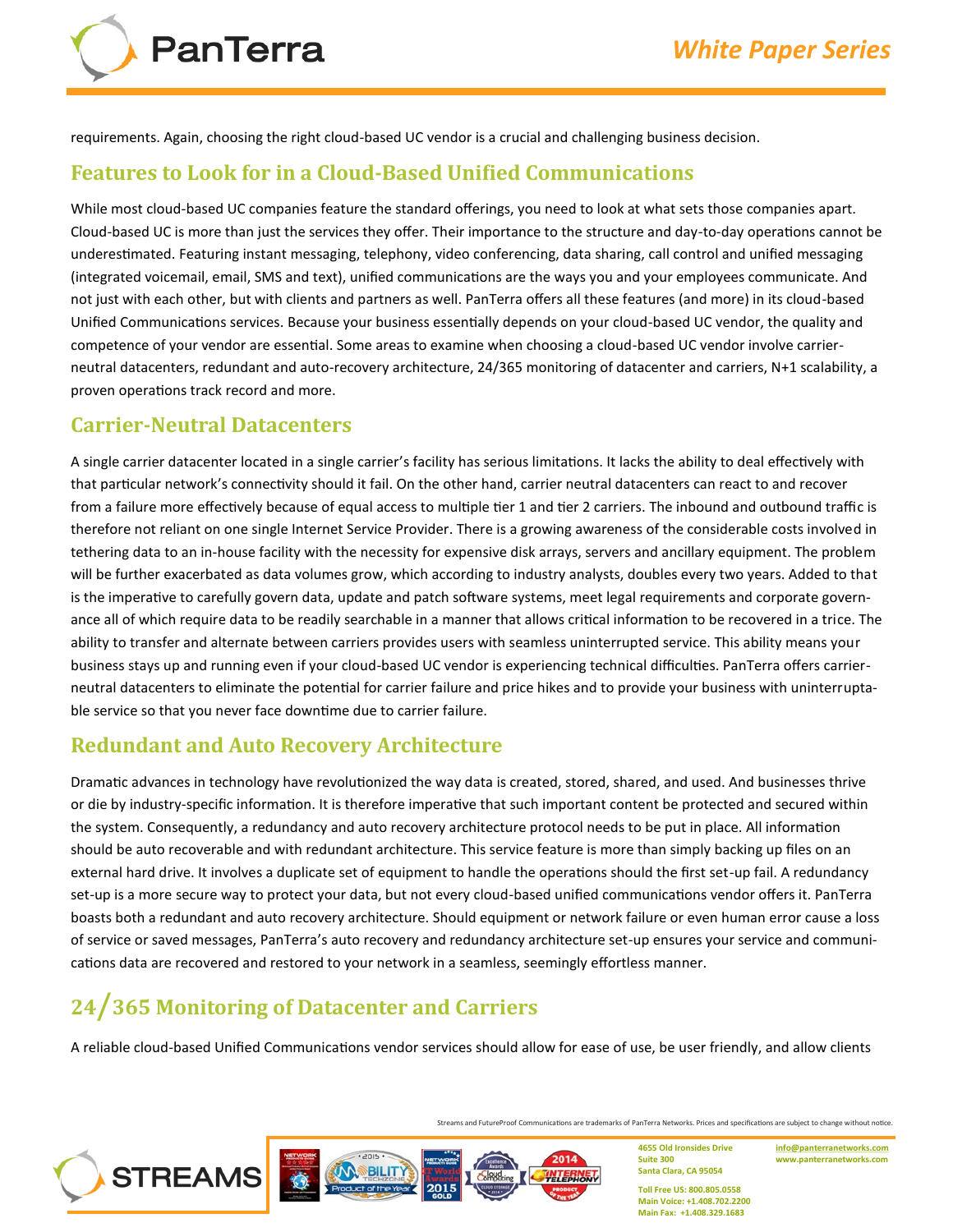requirements. Again, choosing the right cloud-based UC vendor is a crucial and challenging business decision.

## Features to Look for in a Cloud-Based Unified Communications

While most cloud-based UC companies feature the standard offerings, you need to look at what sets those companies apart. Cloud-based UC is more than just the services they offer. Their importance to the structure and day-to-day operations cannot be underestimated. Featuring instant messaging, telephony, video conferencing, data sharing, call control and unified messaging (integrated voicemail, email, SMS and text), unified communications are the ways you and your employees communicate. And not just with each other, but with clients and partners as well. PanTerra offers all these features (and more) in its cloud-based Unified Communications services. Because your business essentially depends on your cloud-based UC vendor, the quality and competence of your vendor are essential. Some areas to examine when choosing a cloud-based UC vendor involve carrier-neutral datacenters, redundant and auto-recovery architecture, 24/365 monitoring of datacenter and carriers, N+1 scalability, a proven operations track record and more.

## Carrier-Neutral Datacenters

A single carrier datacenter located in a single carrier's facility has serious limitations. It lacks the ability to deal effectively with that particular network's connectivity should it fail. On the other hand, carrier neutral datacenters can react to and recover from a failure more effectively because of equal access to multiple tier 1 and tier 2 carriers. The inbound and outbound traffic is therefore not reliant on one single Internet Service Provider. There is a growing awareness of the considerable costs involved in tethering data to an in-house facility with the necessity for expensive disk arrays, servers and ancillary equipment. The problem will be further exacerbated as data volumes grow, which according to industry analysts, doubles every two years. Added to that is the imperative to carefully govern data, update and patch software systems, meet legal requirements and corporate governance all of which require data to be readily searchable in a manner that allows critical information to be recovered in a trice. The ability to transfer and alternate between carriers provides users with seamless uninterrupted service. This ability means your business stays up and running even if your cloud-based UC vendor is experiencing technical difficulties. PanTerra offers carrier-neutral datacenters to eliminate the potential for carrier failure and price hikes and to provide your business with uninterruptable service so that you never face downtime due to carrier failure.

## Redundant and Auto Recovery Architecture

Dramatic advances in technology have revolutionized the way data is created, stored, shared, and used. And businesses thrive or die by industry-specific information. It is therefore imperative that such important content be protected and secured within the system. Consequently, a redundancy and auto recovery architecture protocol needs to be put in place. All information should be auto recoverable and with redundant architecture. This service feature is more than simply backing up files on an external hard drive. It involves a duplicate set of equipment to handle the operations should the first set-up fail. A redundancy set-up is a more secure way to protect your data, but not every cloud-based unified communications vendor offers it. PanTerra boasts both a redundant and auto recovery architecture. Should equipment or network failure or even human error cause a loss of service or saved messages, PanTerra's auto recovery and redundancy architecture set-up ensures your service and communications data are recovered and restored to your network in a seamless, seemingly effortless manner.

## 24/365 Monitoring of Datacenter and Carriers

A reliable cloud-based Unified Communications vendor services should allow for ease of use, be user friendly, and allow clients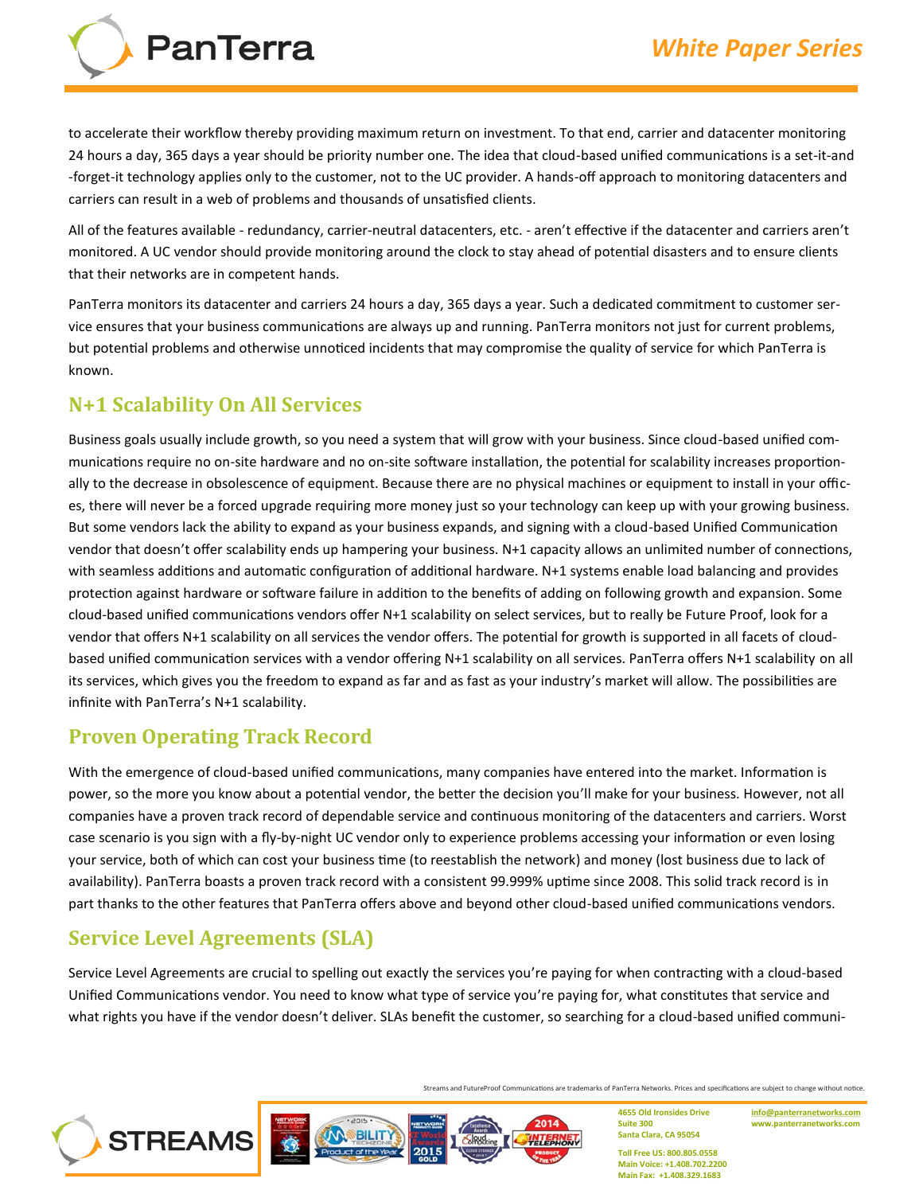to accelerate their workflow thereby providing maximum return on investment. To that end, carrier and datacenter monitoring 24 hours a day, 365 days a year should be priority number one. The idea that cloud-based unified communications is a set-it-and-forget-it technology applies only to the customer, not to the UC provider. A hands-off approach to monitoring datacenters and carriers can result in a web of problems and thousands of unsatisfied clients.

All of the features available - redundancy, carrier-neutral datacenters, etc. - aren't effective if the datacenter and carriers aren't monitored. A UC vendor should provide monitoring around the clock to stay ahead of potential disasters and to ensure clients that their networks are in competent hands.

PanTerra monitors its datacenter and carriers 24 hours a day, 365 days a year. Such a dedicated commitment to customer service ensures that your business communications are always up and running. PanTerra monitors not just for current problems, but potential problems and otherwise unnoticed incidents that may compromise the quality of service for which PanTerra is known.

## N+1 Scalability On All Services

Business goals usually include growth, so you need a system that will grow with your business. Since cloud-based unified communications require no on-site hardware and no on-site software installation, the potential for scalability increases proportionally to the decrease in obsolescence of equipment. Because there are no physical machines or equipment to install in your offices, there will never be a forced upgrade requiring more money just so your technology can keep up with your growing business. But some vendors lack the ability to expand as your business expands, and signing with a cloud-based Unified Communication vendor that doesn't offer scalability ends up hampering your business. N+1 capacity allows an unlimited number of connections, with seamless additions and automatic configuration of additional hardware. N+1 systems enable load balancing and provides protection against hardware or software failure in addition to the benefits of adding on following growth and expansion. Some cloud-based unified communications vendors offer N+1 scalability on select services, but to really be Future Proof, look for a vendor that offers N+1 scalability on all services the vendor offers. The potential for growth is supported in all facets of cloud-based unified communication services with a vendor offering N+1 scalability on all services. PanTerra offers N+1 scalability on all its services, which gives you the freedom to expand as far and as fast as your industry's market will allow. The possibilities are infinite with PanTerra's N+1 scalability.

## Proven Operating Track Record

With the emergence of cloud-based unified communications, many companies have entered into the market. Information is power, so the more you know about a potential vendor, the better the decision you'll make for your business. However, not all companies have a proven track record of dependable service and continuous monitoring of the datacenters and carriers. Worst case scenario is you sign with a fly-by-night UC vendor only to experience problems accessing your information or even losing your service, both of which can cost your business time (to reestablish the network) and money (lost business due to lack of availability). PanTerra boasts a proven track record with a consistent 99.999% uptime since 2008. This solid track record is in part thanks to the other features that PanTerra offers above and beyond other cloud-based unified communications vendors.

## Service Level Agreements (SLA)

Service Level Agreements are crucial to spelling out exactly the services you're paying for when contracting with a cloud-based Unified Communications vendor. You need to know what type of service you're paying for, what constitutes that service and what rights you have if the vendor doesn't deliver. SLAs benefit the customer, so searching for a cloud-based unified communi-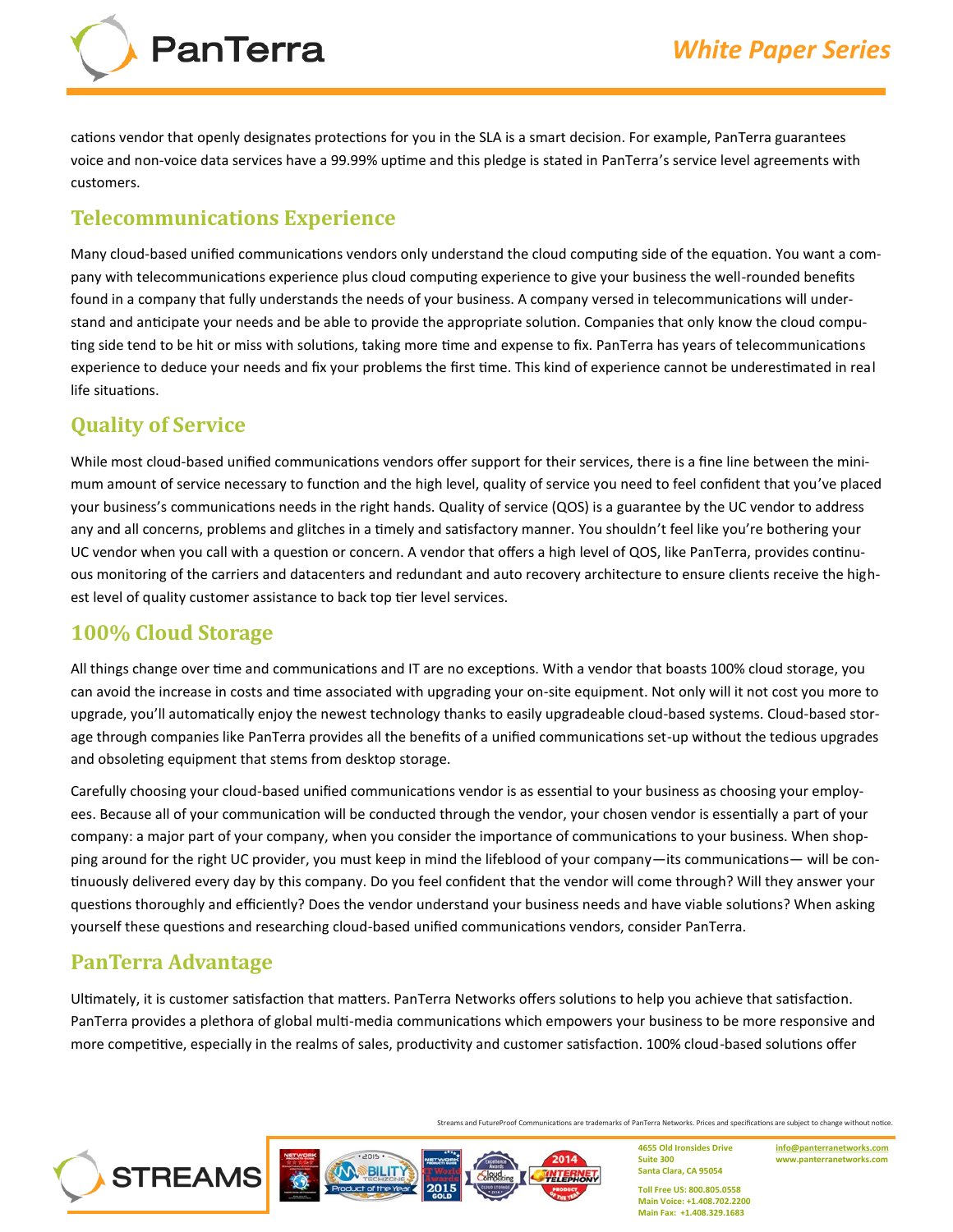cations vendor that openly designates protections for you in the SLA is a smart decision. For example, PanTerra guarantees voice and non-voice data services have a 99.99% uptime and this pledge is stated in PanTerra's service level agreements with customers.

## Telecommunications Experience

Many cloud-based unified communications vendors only understand the cloud computing side of the equation. You want a company with telecommunications experience plus cloud computing experience to give your business the well-rounded benefits found in a company that fully understands the needs of your business. A company versed in telecommunications will understand and anticipate your needs and be able to provide the appropriate solution. Companies that only know the cloud computing side tend to be hit or miss with solutions, taking more time and expense to fix. PanTerra has years of telecommunications experience to deduce your needs and fix your problems the first time. This kind of experience cannot be underestimated in real life situations.

## Quality of Service

While most cloud-based unified communications vendors offer support for their services, there is a fine line between the minimum amount of service necessary to function and the high level, quality of service you need to feel confident that you've placed your business's communications needs in the right hands. Quality of service (QOS) is a guarantee by the UC vendor to address any and all concerns, problems and glitches in a timely and satisfactory manner. You shouldn't feel like you're bothering your UC vendor when you call with a question or concern. A vendor that offers a high level of QOS, like PanTerra, provides continuous monitoring of the carriers and datacenters and redundant and auto recovery architecture to ensure clients receive the highest level of quality customer assistance to back top tier level services.

## 100% Cloud Storage

All things change over time and communications and IT are no exceptions. With a vendor that boasts 100% cloud storage, you can avoid the increase in costs and time associated with upgrading your on-site equipment. Not only will it not cost you more to upgrade, you'll automatically enjoy the newest technology thanks to easily upgradeable cloud-based systems. Cloud-based storage through companies like PanTerra provides all the benefits of a unified communications set-up without the tedious upgrades and obsoleting equipment that stems from desktop storage.

Carefully choosing your cloud-based unified communications vendor is as essential to your business as choosing your employees. Because all of your communication will be conducted through the vendor, your chosen vendor is essentially a part of your company: a major part of your company, when you consider the importance of communications to your business. When shopping around for the right UC provider, you must keep in mind the lifeblood of your company—its communications— will be continuously delivered every day by this company. Do you feel confident that the vendor will come through? Will they answer your questions thoroughly and efficiently? Does the vendor understand your business needs and have viable solutions? When asking yourself these questions and researching cloud-based unified communications vendors, consider PanTerra.

## PanTerra Advantage

Ultimately, it is customer satisfaction that matters. PanTerra Networks offers solutions to help you achieve that satisfaction. PanTerra provides a plethora of global multi-media communications which empowers your business to be more responsive and more competitive, especially in the realms of sales, productivity and customer satisfaction. 100% cloud-based solutions offer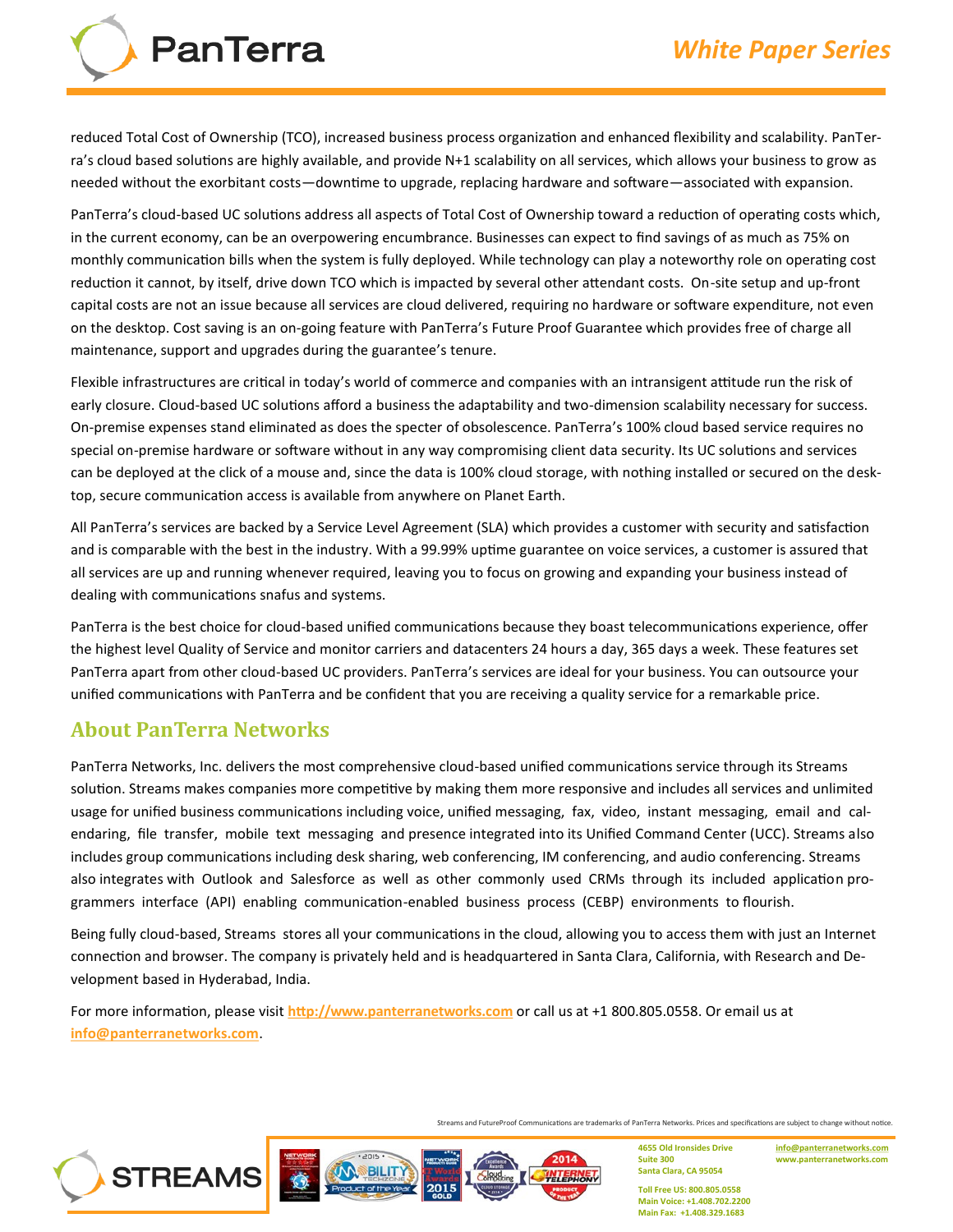reduced Total Cost of Ownership (TCO), increased business process organization and enhanced flexibility and scalability. PanTerra's cloud based solutions are highly available, and provide N+1 scalability on all services, which allows your business to grow as needed without the exorbitant costs—downtime to upgrade, replacing hardware and software—associated with expansion.

PanTerra's cloud-based UC solutions address all aspects of Total Cost of Ownership toward a reduction of operating costs which, in the current economy, can be an overpowering encumbrance. Businesses can expect to find savings of as much as 75% on monthly communication bills when the system is fully deployed. While technology can play a noteworthy role on operating cost reduction it cannot, by itself, drive down TCO which is impacted by several other attendant costs. On-site setup and up-front capital costs are not an issue because all services are cloud delivered, requiring no hardware or software expenditure, not even on the desktop. Cost saving is an on-going feature with PanTerra's Future Proof Guarantee which provides free of charge all maintenance, support and upgrades during the guarantee's tenure.

Flexible infrastructures are critical in today's world of commerce and companies with an intransigent attitude run the risk of early closure. Cloud-based UC solutions afford a business the adaptability and two-dimension scalability necessary for success. On-premise expenses stand eliminated as does the specter of obsolescence. PanTerra's 100% cloud based service requires no special on-premise hardware or software without in any way compromising client data security. Its UC solutions and services can be deployed at the click of a mouse and, since the data is 100% cloud storage, with nothing installed or secured on the desktop, secure communication access is available from anywhere on Planet Earth.

All PanTerra's services are backed by a Service Level Agreement (SLA) which provides a customer with security and satisfaction and is comparable with the best in the industry. With a 99.99% uptime guarantee on voice services, a customer is assured that all services are up and running whenever required, leaving you to focus on growing and expanding your business instead of dealing with communications snafus and systems.

PanTerra is the best choice for cloud-based unified communications because they boast telecommunications experience, offer the highest level Quality of Service and monitor carriers and datacenters 24 hours a day, 365 days a week. These features set PanTerra apart from other cloud-based UC providers. PanTerra's services are ideal for your business. You can outsource your unified communications with PanTerra and be confident that you are receiving a quality service for a remarkable price.

## About PanTerra Networks

PanTerra Networks, Inc. delivers the most comprehensive cloud-based unified communications service through its Streams solution. Streams makes companies more competitive by making them more responsive and includes all services and unlimited usage for unified business communications including voice, unified messaging, fax, video, instant messaging, email and calendaring, file transfer, mobile text messaging and presence integrated into its Unified Command Center (UCC). Streams also includes group communications including desk sharing, web conferencing, IM conferencing, and audio conferencing. Streams also integrates with Outlook and Salesforce as well as other commonly used CRMs through its included application programmers interface (API) enabling communication-enabled business process (CEBP) environments to flourish.

Being fully cloud-based, Streams stores all your communications in the cloud, allowing you to access them with just an Internet connection and browser. The company is privately held and is headquartered in Santa Clara, California, with Research and Development based in Hyderabad, India.

For more information, please visit [http://www.panterranetworks.com](http://www.panterranetworks.com) or call us at +1 800.805.0558. Or email us at [info@panterranetworks.com](mailto:info@panterranetworks.com).

Streams and FutureProof Communications are trademarks of PanTerra Networks. Prices and specifications are subject to change without notice.

4655 Old Ironsides Drive
Suite 300
Santa Clara, CA 95054

Toll Free US: 800.805.0558
Main Voice: +1.408.702.2200
Main Fax: +1.408.329.1683

info@panterranetworks.com
www.panterranetworks.com